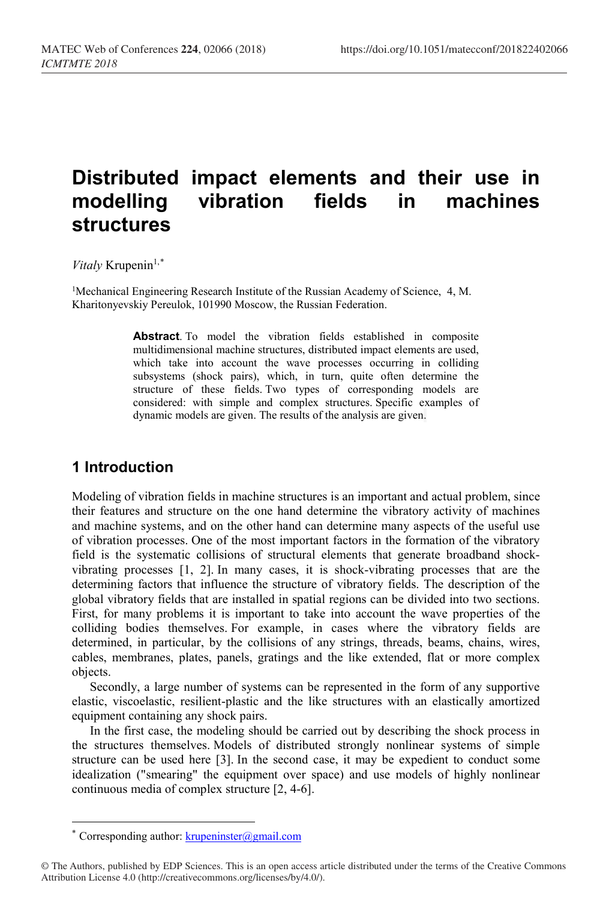# Distributed impact elements and their use in modelling vibration fields in machines structures

*Vitaly* Krupenin[1,*]

[1]Mechanical Engineering Research Institute of the Russian Academy of Science, 4, M. Kharitonyevskiy Pereulok, 101990 Moscow, the Russian Federation.

**Abstract**. To model the vibration fields established in composite multidimensional machine structures, distributed impact elements are used, which take into account the wave processes occurring in colliding subsystems (shock pairs), which, in turn, quite often determine the structure of these fields. Two types of corresponding models are considered: with simple and complex structures. Specific examples of dynamic models are given. The results of the analysis are given.

## 1 Introduction

Modeling of vibration fields in machine structures is an important and actual problem, since their features and structure on the one hand determine the vibratory activity of machines and machine systems, and on the other hand can determine many aspects of the useful use of vibration processes. One of the most important factors in the formation of the vibratory field is the systematic collisions of structural elements that generate broadband shock-vibrating processes [1, 2]. In many cases, it is shock-vibrating processes that are the determining factors that influence the structure of vibratory fields. The description of the global vibratory fields that are installed in spatial regions can be divided into two sections. First, for many problems it is important to take into account the wave properties of the colliding bodies themselves. For example, in cases where the vibratory fields are determined, in particular, by the collisions of any strings, threads, beams, chains, wires, cables, membranes, plates, panels, gratings and the like extended, flat or more complex objects.

Secondly, a large number of systems can be represented in the form of any supportive elastic, viscoelastic, resilient-plastic and the like structures with an elastically amortized equipment containing any shock pairs.

In the first case, the modeling should be carried out by describing the shock process in the structures themselves. Models of distributed strongly nonlinear systems of simple structure can be used here [3]. In the second case, it may be expedient to conduct some idealization ("smearing" the equipment over space) and use models of highly nonlinear continuous media of complex structure [2, 4-6].

[*] Corresponding author: krupeninster@gmail.com

© The Authors, published by EDP Sciences. This is an open access article distributed under the terms of the Creative Commons Attribution License 4.0 (http://creativecommons.org/licenses/by/4.0/).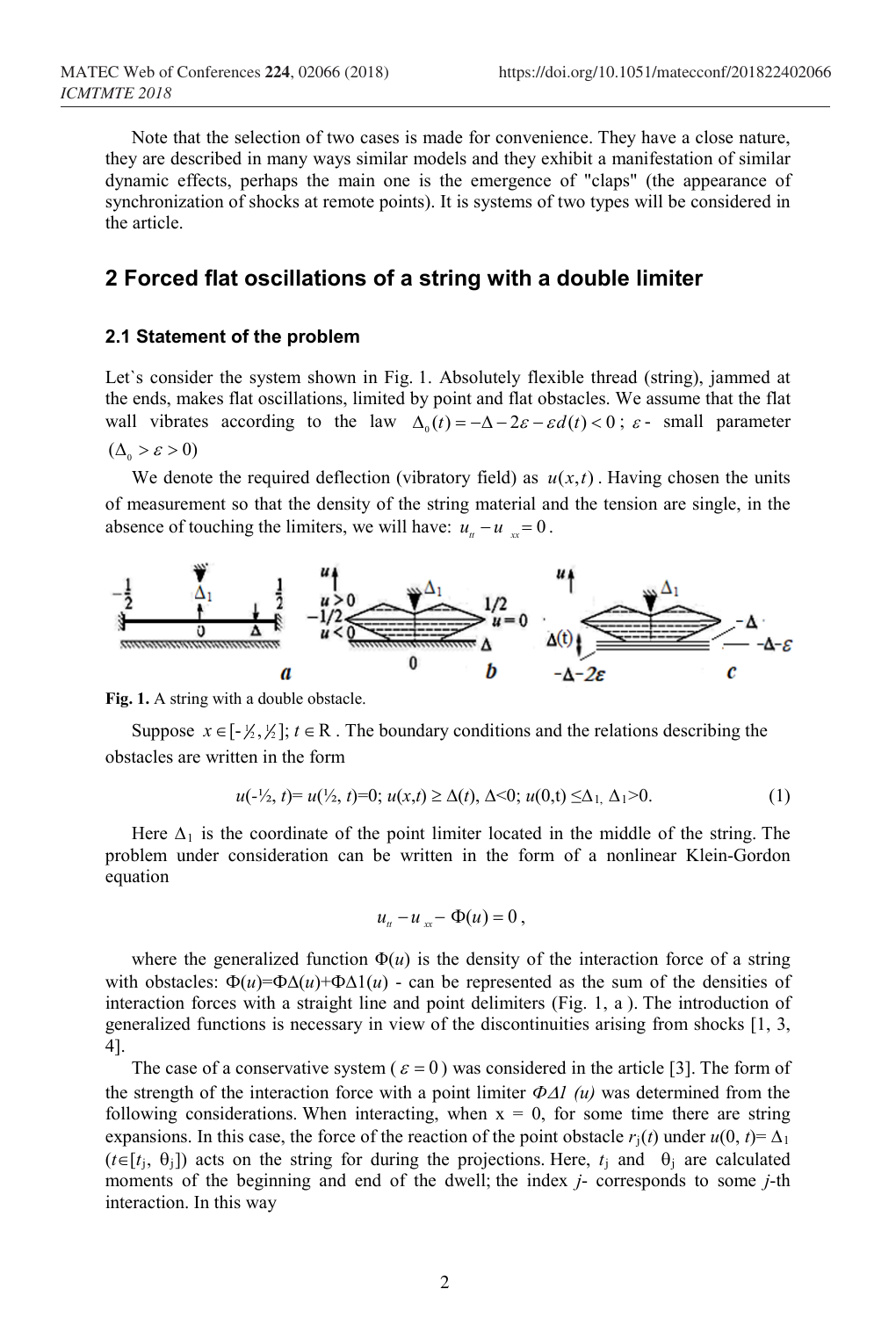Note that the selection of two cases is made for convenience. They have a close nature, they are described in many ways similar models and they exhibit a manifestation of similar dynamic effects, perhaps the main one is the emergence of "claps" (the appearance of synchronization of shocks at remote points). It is systems of two types will be considered in the article.

## 2 Forced flat oscillations of a string with a double limiter

### 2.1 Statement of the problem

Let`s consider the system shown in Fig. 1. Absolutely flexible thread (string), jammed at the ends, makes flat oscillations, limited by point and flat obstacles. We assume that the flat wall vibrates according to the law $\Delta_0(t) = -\Delta - 2\varepsilon - \varepsilon d(t) < 0$; $\varepsilon$ - small parameter $(\Delta_0 > \varepsilon > 0)$

We denote the required deflection (vibratory field) as $u(x,t)$. Having chosen the units of measurement so that the density of the string material and the tension are single, in the absence of touching the limiters, we will have: $u_{tt} - u_{xx} = 0$.

**Fig. 1.** A string with a double obstacle.

Suppose $x \in [-\frac{1}{2}, \frac{1}{2}]$; $t \in \mathrm{R}$. The boundary conditions and the relations describing the obstacles are written in the form

$$u(-\tfrac{1}{2}, t) = u(\tfrac{1}{2}, t) = 0;\ u(x,t) \geq \Delta(t),\ \Delta < 0;\ u(0,t) \leq \Delta_1,\ \Delta_1 > 0. \qquad (1)$$

Here $\Delta_1$ is the coordinate of the point limiter located in the middle of the string. The problem under consideration can be written in the form of a nonlinear Klein-Gordon equation

$$u_{tt} - u_{xx} - \Phi(u) = 0,$$

where the generalized function $\Phi(u)$ is the density of the interaction force of a string with obstacles: $\Phi(u) = \Phi\Delta(u) + \Phi\Delta 1(u)$ - can be represented as the sum of the densities of interaction forces with a straight line and point delimiters (Fig. 1, a ). The introduction of generalized functions is necessary in view of the discontinuities arising from shocks [1, 3, 4].

The case of a conservative system ( $\varepsilon = 0$ ) was considered in the article [3]. The form of the strength of the interaction force with a point limiter $\Phi\Delta 1\ (u)$ was determined from the following considerations. When interacting, when x = 0, for some time there are string expansions. In this case, the force of the reaction of the point obstacle $r_j(t)$ under $u(0, t) = \Delta_1$ $(t \in [t_j, \theta_j])$ acts on the string for during the projections. Here, $t_j$ and $\theta_j$ are calculated moments of the beginning and end of the dwell; the index $j$- corresponds to some $j$-th interaction. In this way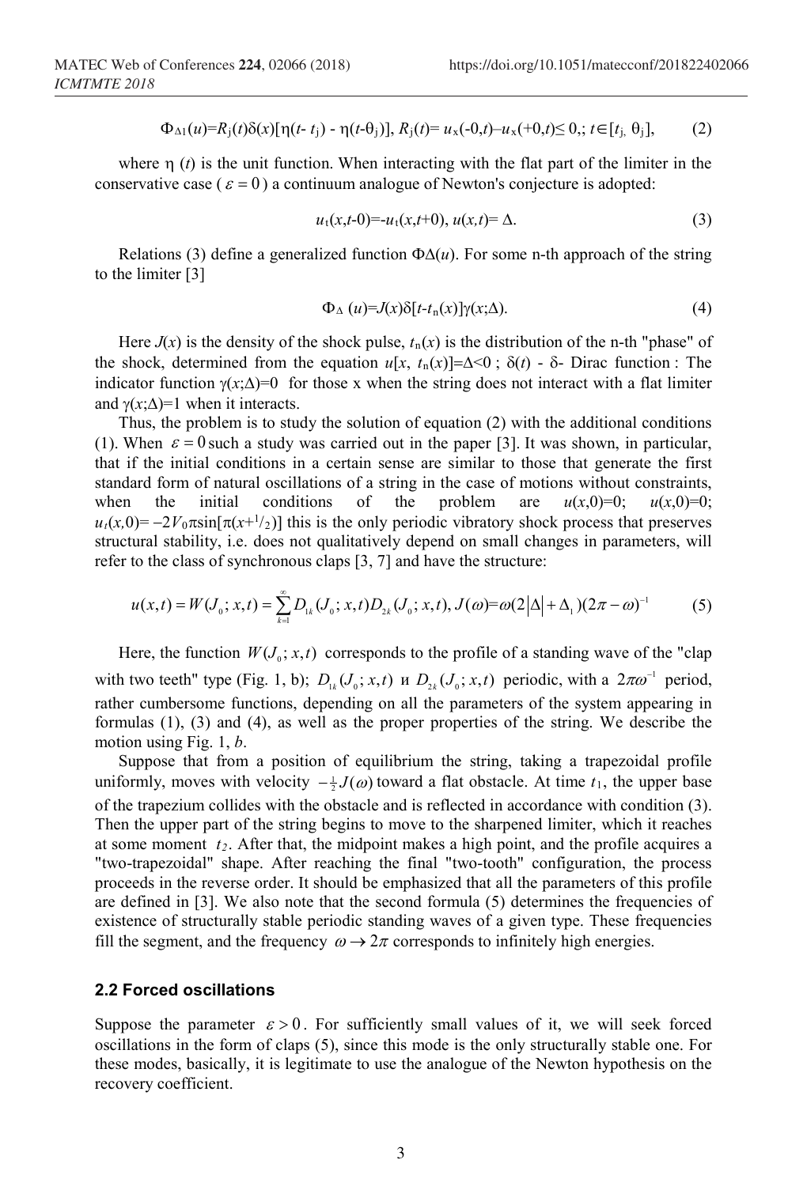$$\Phi_{\Delta 1}(u)=R_j(t)\delta(x)[\eta(t-t_j)-\eta(t-\theta_j)],\; R_j(t)=u_x(-0,t)-u_x(+0,t)\leq 0,;\; t\in[t_j,\theta_j], \qquad (2)$$

where $\eta(t)$ is the unit function. When interacting with the flat part of the limiter in the conservative case ($\varepsilon = 0$) a continuum analogue of Newton's conjecture is adopted:

$$u_t(x,t-0)=-u_t(x,t+0),\; u(x,t)=\Delta. \qquad (3)$$

Relations (3) define a generalized function $\Phi\Delta(u)$. For some n-th approach of the string to the limiter [3]

$$\Phi_\Delta(u)=J(x)\delta[t-t_n(x)]\gamma(x;\Delta). \qquad (4)$$

Here $J(x)$ is the density of the shock pulse, $t_n(x)$ is the distribution of the n-th "phase" of the shock, determined from the equation $u[x, t_n(x)]=\Delta<0$ ; $\delta(t)$ - $\delta$- Dirac function : The indicator function $\gamma(x;\Delta)=0$ for those x when the string does not interact with a flat limiter and $\gamma(x;\Delta)=1$ when it interacts.

Thus, the problem is to study the solution of equation (2) with the additional conditions (1). When $\varepsilon = 0$ such a study was carried out in the paper [3]. It was shown, in particular, that if the initial conditions in a certain sense are similar to those that generate the first standard form of natural oscillations of a string in the case of motions without constraints, when the initial conditions of the problem are $u(x,0)=0$; $u(x,0)=0$; $u_t(x,0)=-2V_0\pi\sin[\pi(x+{}^1/_2)]$ this is the only periodic vibratory shock process that preserves structural stability, i.e. does not qualitatively depend on small changes in parameters, will refer to the class of synchronous claps [3, 7] and have the structure:

$$u(x,t)=W(J_0;x,t)=\sum_{k=1}^{\infty}D_{1k}(J_0;x,t)D_{2k}(J_0;x,t),\; J(\omega)=\omega(2|\Delta|+\Delta_1)(2\pi-\omega)^{-1} \qquad (5)$$

Here, the function $W(J_0;x,t)$ corresponds to the profile of a standing wave of the "clap with two teeth" type (Fig. 1, b); $D_{1k}(J_0;x,t)$ и $D_{2k}(J_0;x,t)$ periodic, with a $2\pi\omega^{-1}$ period, rather cumbersome functions, depending on all the parameters of the system appearing in formulas (1), (3) and (4), as well as the proper properties of the string. We describe the motion using Fig. 1, *b*.

Suppose that from a position of equilibrium the string, taking a trapezoidal profile uniformly, moves with velocity $-\frac{1}{2}J(\omega)$ toward a flat obstacle. At time $t_1$, the upper base of the trapezium collides with the obstacle and is reflected in accordance with condition (3). Then the upper part of the string begins to move to the sharpened limiter, which it reaches at some moment $t_2$. After that, the midpoint makes a high point, and the profile acquires a "two-trapezoidal" shape. After reaching the final "two-tooth" configuration, the process proceeds in the reverse order. It should be emphasized that all the parameters of this profile are defined in [3]. We also note that the second formula (5) determines the frequencies of existence of structurally stable periodic standing waves of a given type. These frequencies fill the segment, and the frequency $\omega \to 2\pi$ corresponds to infinitely high energies.

### 2.2 Forced oscillations

Suppose the parameter $\varepsilon > 0$. For sufficiently small values of it, we will seek forced oscillations in the form of claps (5), since this mode is the only structurally stable one. For these modes, basically, it is legitimate to use the analogue of the Newton hypothesis on the recovery coefficient.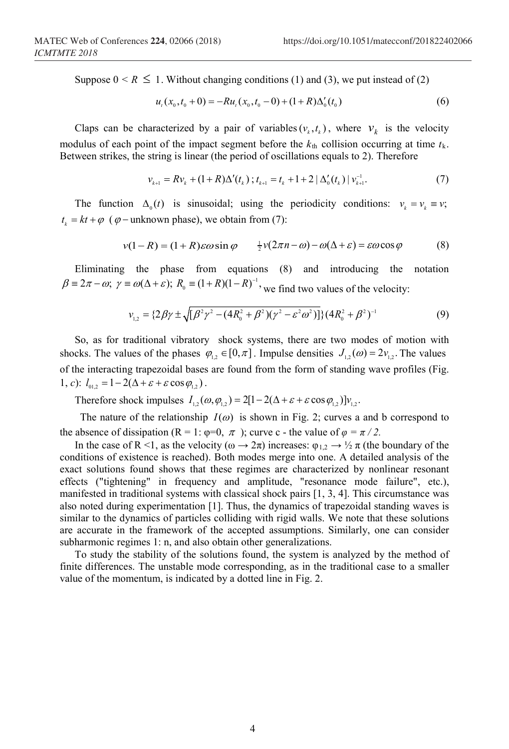Suppose $0 < R \leq 1$. Without changing conditions (1) and (3), we put instead of (2)

$$u_t(x_0, t_0 + 0) = -Ru_t(x_0, t_0 - 0) + (1+R)\Delta_0'(t_0) \tag{6}$$

Claps can be characterized by a pair of variables $(v_k, t_k)$, where $v_k$ is the velocity modulus of each point of the impact segment before the $k_{\text{th}}$ collision occurring at time $t_k$. Between strikes, the string is linear (the period of oscillations equals to 2). Therefore

$$v_{k+1} = Rv_k + (1+R)\Delta'(t_k)\,;\, t_{k+1} = t_k + 1 + 2\,|\,\Delta_0'(t_k)\,|\,v_{k+1}^{-1}. \tag{7}$$

The function $\Delta_0(t)$ is sinusoidal; using the periodicity conditions: $v_k = v_k \equiv v$; $t_k = kt + \varphi$ ($\varphi$ – unknown phase), we obtain from (7):

$$v(1-R) = (1+R)\varepsilon\omega\sin\varphi \qquad \tfrac{1}{2}v(2\pi n - \omega) - \omega(\Delta+\varepsilon) = \varepsilon\omega\cos\varphi \tag{8}$$

Eliminating the phase from equations (8) and introducing the notation $\beta \equiv 2\pi - \omega$; $\gamma \equiv \omega(\Delta+\varepsilon)$; $R_0 \equiv (1+R)(1-R)^{-1}$, we find two values of the velocity:

$$v_{1,2} = \{2\beta\gamma \pm \sqrt{[\beta^2\gamma^2 - (4R_0^2 + \beta^2)(\gamma^2 - \varepsilon^2\omega^2)]}\}(4R_0^2 + \beta^2)^{-1} \tag{9}$$

So, as for traditional vibratory shock systems, there are two modes of motion with shocks. The values of the phases $\varphi_{1,2} \in [0, \pi]$. Impulse densities $J_{1,2}(\omega) = 2v_{1,2}$. The values of the interacting trapezoidal bases are found from the form of standing wave profiles (Fig. 1, *c*): $l_{01,2} = 1 - 2(\Delta + \varepsilon + \varepsilon\cos\varphi_{1,2})$.

Therefore shock impulses $I_{1,2}(\omega, \varphi_{1,2}) = 2[1 - 2(\Delta + \varepsilon + \varepsilon\cos\varphi_{1,2})]v_{1,2}$.

The nature of the relationship $I(\omega)$ is shown in Fig. 2; curves a and b correspond to the absence of dissipation (R = 1: $\varphi$=0, $\pi$ ); curve c - the value of $\varphi = \pi / 2$.

In the case of R <1, as the velocity ($\omega \to 2\pi$) increases: $\varphi_{1,2} \to \frac{1}{2}\pi$ (the boundary of the conditions of existence is reached). Both modes merge into one. A detailed analysis of the exact solutions found shows that these regimes are characterized by nonlinear resonant effects ("tightening" in frequency and amplitude, "resonance mode failure", etc.), manifested in traditional systems with classical shock pairs [1, 3, 4]. This circumstance was also noted during experimentation [1]. Thus, the dynamics of trapezoidal standing waves is similar to the dynamics of particles colliding with rigid walls. We note that these solutions are accurate in the framework of the accepted assumptions. Similarly, one can consider subharmonic regimes 1: n, and also obtain other generalizations.

To study the stability of the solutions found, the system is analyzed by the method of finite differences. The unstable mode corresponding, as in the traditional case to a smaller value of the momentum, is indicated by a dotted line in Fig. 2.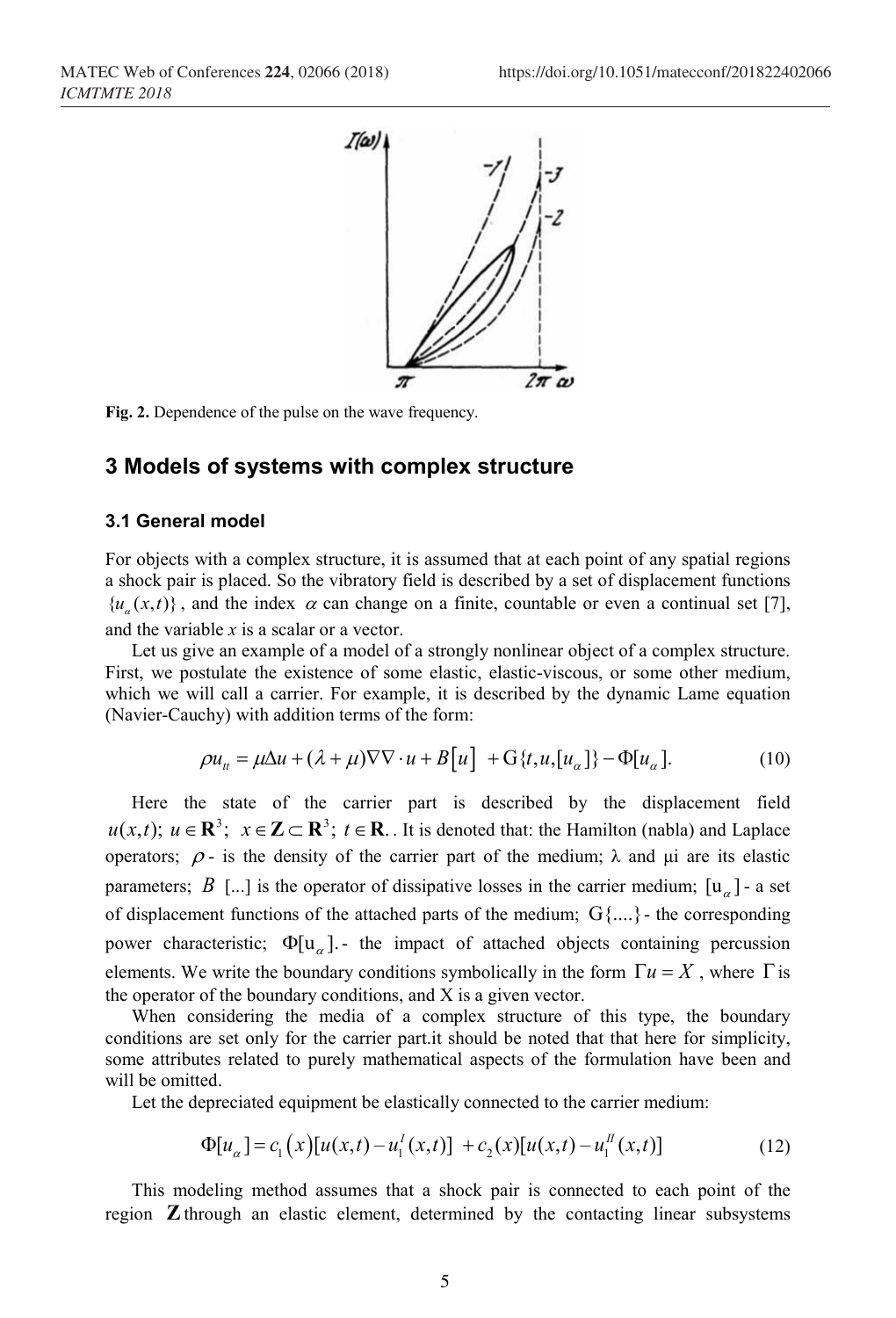Fig. 2. Dependence of the pulse on the wave frequency.

## 3 Models of systems with complex structure

### 3.1 General model

For objects with a complex structure, it is assumed that at each point of any spatial regions a shock pair is placed. So the vibratory field is described by a set of displacement functions $\{u_\alpha(x,t)\}$, and the index $\alpha$ can change on a finite, countable or even a continual set [7], and the variable *x* is a scalar or a vector.

Let us give an example of a model of a strongly nonlinear object of a complex structure. First, we postulate the existence of some elastic, elastic-viscous, or some other medium, which we will call a carrier. For example, it is described by the dynamic Lame equation (Navier-Cauchy) with addition terms of the form:

$$\rho u_{tt} = \mu \Delta u + (\lambda + \mu) \nabla \nabla \cdot u + B[u] + \mathrm{G}\{t, u, [u_\alpha]\} - \Phi[u_\alpha]. \tag{10}$$

Here the state of the carrier part is described by the displacement field $u(x,t);\ u \in \mathbf{R}^3;\ x \in \mathbf{Z} \subset \mathbf{R}^3;\ t \in \mathbf{R}.$. It is denoted that: the Hamilton (nabla) and Laplace operators; $\rho$ - is the density of the carrier part of the medium; $\lambda$ and $\mu$i are its elastic parameters; $B$ [...] is the operator of dissipative losses in the carrier medium; $[u_\alpha]$ - a set of displacement functions of the attached parts of the medium; $\mathrm{G}\{....\}$ - the corresponding power characteristic; $\Phi[u_\alpha]$.- the impact of attached objects containing percussion elements. We write the boundary conditions symbolically in the form $\Gamma u = X$, where $\Gamma$ is the operator of the boundary conditions, and X is a given vector.

When considering the media of a complex structure of this type, the boundary conditions are set only for the carrier part.it should be noted that that here for simplicity, some attributes related to purely mathematical aspects of the formulation have been and will be omitted.

Let the depreciated equipment be elastically connected to the carrier medium:

$$\Phi[u_\alpha] = c_1(x)[u(x,t) - u_1^I(x,t)] + c_2(x)[u(x,t) - u_1^{II}(x,t)] \tag{12}$$

This modeling method assumes that a shock pair is connected to each point of the region $\mathbf{Z}$ through an elastic element, determined by the contacting linear subsystems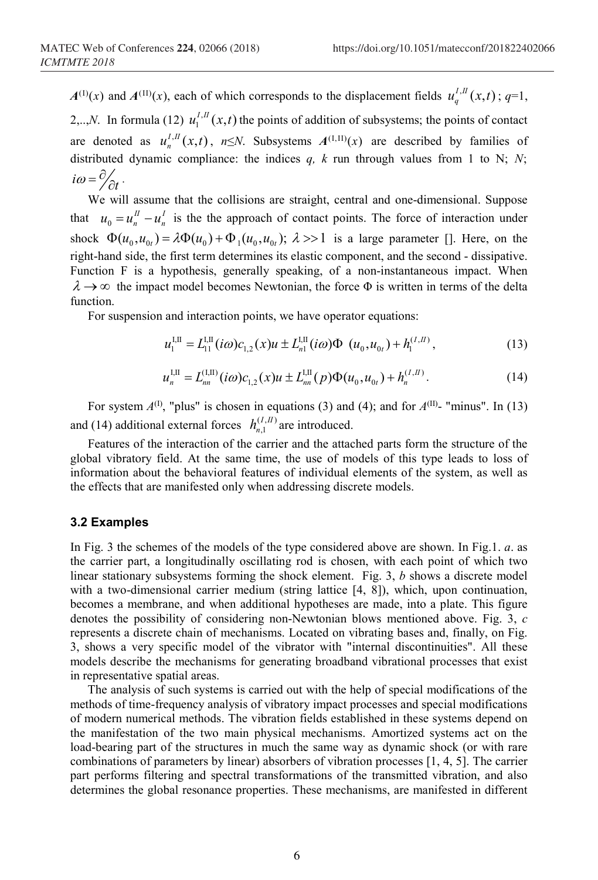$\boldsymbol{A}^{(\mathrm{I})}(x)$ and $\boldsymbol{A}^{(\mathrm{II})}(x)$, each of which corresponds to the displacement fields $u_q^{I,II}(x,t)$; $q$=1, 2,..,$N$. In formula (12) $u_1^{I,II}(x,t)$ the points of addition of subsystems; the points of contact are denoted as $u_n^{I,II}(x,t)$, $n \leq N$. Subsystems $\boldsymbol{A}^{(\mathrm{I,II})}(x)$ are described by families of distributed dynamic compliance: the indices $q$, $k$ run through values from 1 to N; $N$; $i\omega = \partial/\partial t$.

We will assume that the collisions are straight, central and one-dimensional. Suppose that $u_0 = u_n^{II} - u_n^{I}$ is the the approach of contact points. The force of interaction under shock $\Phi(u_0, u_{0t}) = \lambda\Phi(u_0) + \Phi_1(u_0, u_{0t})$; $\lambda >> 1$ is a large parameter []. Here, on the right-hand side, the first term determines its elastic component, and the second - dissipative. Function F is a hypothesis, generally speaking, of a non-instantaneous impact. When $\lambda \to \infty$ the impact model becomes Newtonian, the force $\Phi$ is written in terms of the delta function.

For suspension and interaction points, we have operator equations:

$$u_1^{\mathrm{I,II}} = L_{11}^{\mathrm{I,II}}(i\omega)c_{1,2}(x)u \pm L_{n1}^{\mathrm{I,II}}(i\omega)\Phi\ (u_0, u_{0t}) + h_1^{(I,II)}, \tag{13}$$

$$u_n^{\mathrm{I,II}} = L_{nn}^{(\mathrm{I,II})}(i\omega)c_{1,2}(x)u \pm L_{nn}^{\mathrm{I,II}}(p)\Phi(u_0, u_{0t}) + h_n^{(I,II)}. \tag{14}$$

For system $A^{(\mathrm{I})}$, "plus" is chosen in equations (3) and (4); and for $A^{(\mathrm{II})}$- "minus". In (13) and (14) additional external forces $h_{n,1}^{(I,II)}$ are introduced.

Features of the interaction of the carrier and the attached parts form the structure of the global vibratory field. At the same time, the use of models of this type leads to loss of information about the behavioral features of individual elements of the system, as well as the effects that are manifested only when addressing discrete models.

### 3.2 Examples

In Fig. 3 the schemes of the models of the type considered above are shown. In Fig.1. *a*. as the carrier part, a longitudinally oscillating rod is chosen, with each point of which two linear stationary subsystems forming the shock element. Fig. 3, *b* shows a discrete model with a two-dimensional carrier medium (string lattice [4, 8]), which, upon continuation, becomes a membrane, and when additional hypotheses are made, into a plate. This figure denotes the possibility of considering non-Newtonian blows mentioned above. Fig. 3, *c* represents a discrete chain of mechanisms. Located on vibrating bases and, finally, on Fig. 3, shows a very specific model of the vibrator with "internal discontinuities". All these models describe the mechanisms for generating broadband vibrational processes that exist in representative spatial areas.

The analysis of such systems is carried out with the help of special modifications of the methods of time-frequency analysis of vibratory impact processes and special modifications of modern numerical methods. The vibration fields established in these systems depend on the manifestation of the two main physical mechanisms. Amortized systems act on the load-bearing part of the structures in much the same way as dynamic shock (or with rare combinations of parameters by linear) absorbers of vibration processes [1, 4, 5]. The carrier part performs filtering and spectral transformations of the transmitted vibration, and also determines the global resonance properties. These mechanisms, are manifested in different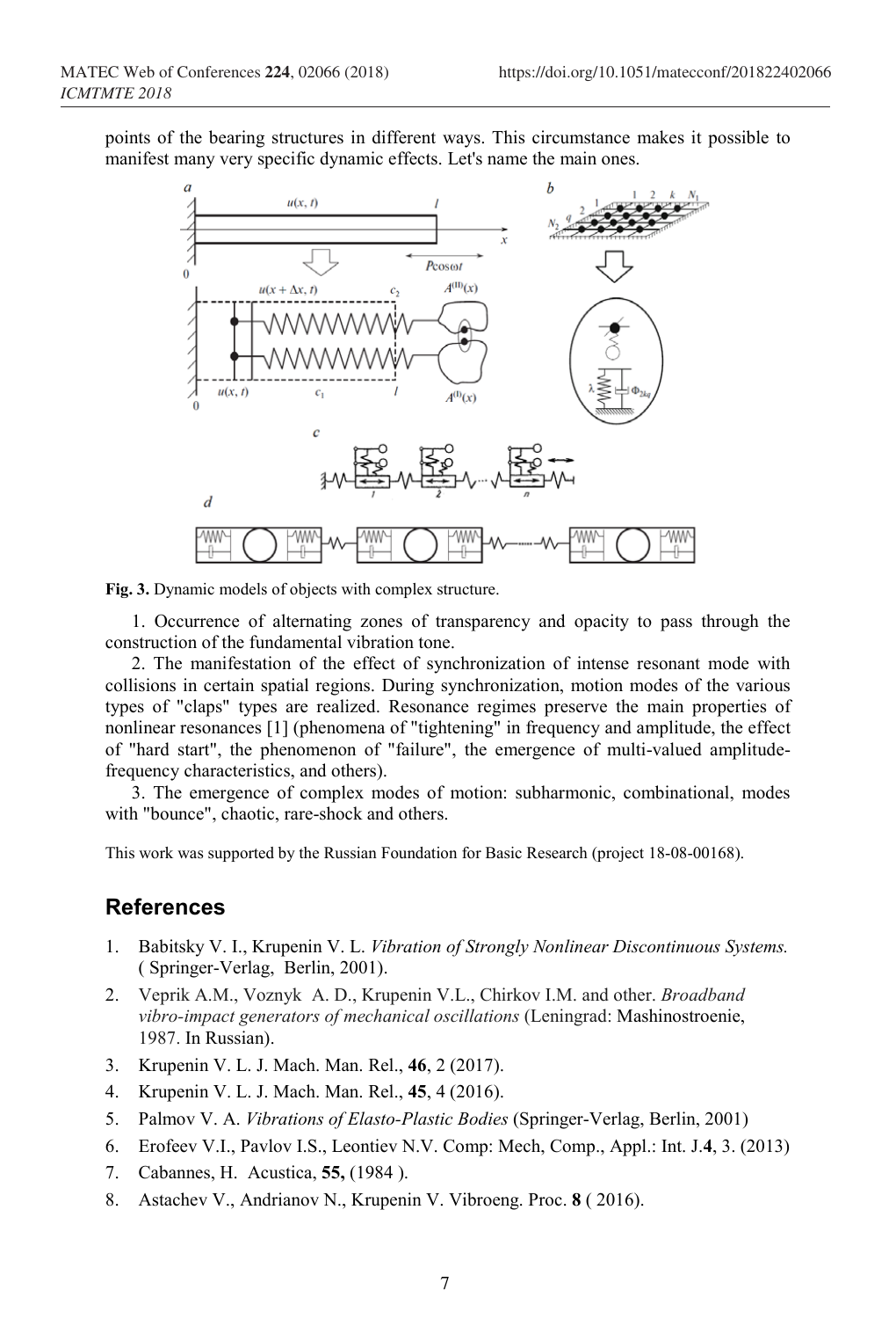points of the bearing structures in different ways. This circumstance makes it possible to manifest many very specific dynamic effects. Let's name the main ones.

Fig. 3. Dynamic models of objects with complex structure.

1. Occurrence of alternating zones of transparency and opacity to pass through the construction of the fundamental vibration tone.

2. The manifestation of the effect of synchronization of intense resonant mode with collisions in certain spatial regions. During synchronization, motion modes of the various types of "claps" types are realized. Resonance regimes preserve the main properties of nonlinear resonances [1] (phenomena of "tightening" in frequency and amplitude, the effect of "hard start", the phenomenon of "failure", the emergence of multi-valued amplitude-frequency characteristics, and others).

3. The emergence of complex modes of motion: subharmonic, combinational, modes with "bounce", chaotic, rare-shock and others.

This work was supported by the Russian Foundation for Basic Research (project 18-08-00168).

## References

1. Babitsky V. I., Krupenin V. L. *Vibration of Strongly Nonlinear Discontinuous Systems.* ( Springer-Verlag, Berlin, 2001).
2. Veprik A.M., Voznyk A. D., Krupenin V.L., Chirkov I.M. and other. *Broadband vibro-impact generators of mechanical oscillations* (Leningrad: Mashinostroenie, 1987. In Russian).
3. Krupenin V. L. J. Mach. Man. Rel., **46**, 2 (2017).
4. Krupenin V. L. J. Mach. Man. Rel., **45**, 4 (2016).
5. Palmov V. A. *Vibrations of Elasto-Plastic Bodies* (Springer-Verlag, Berlin, 2001)
6. Erofeev V.I., Pavlov I.S., Leontiev N.V. Comp: Mech, Comp., Appl.: Int. J.**4**, 3. (2013)
7. Cabannes, H. Acustica, **55,** (1984 ).
8. Astachev V., Andrianov N., Krupenin V. Vibroeng. Proc. **8** ( 2016).